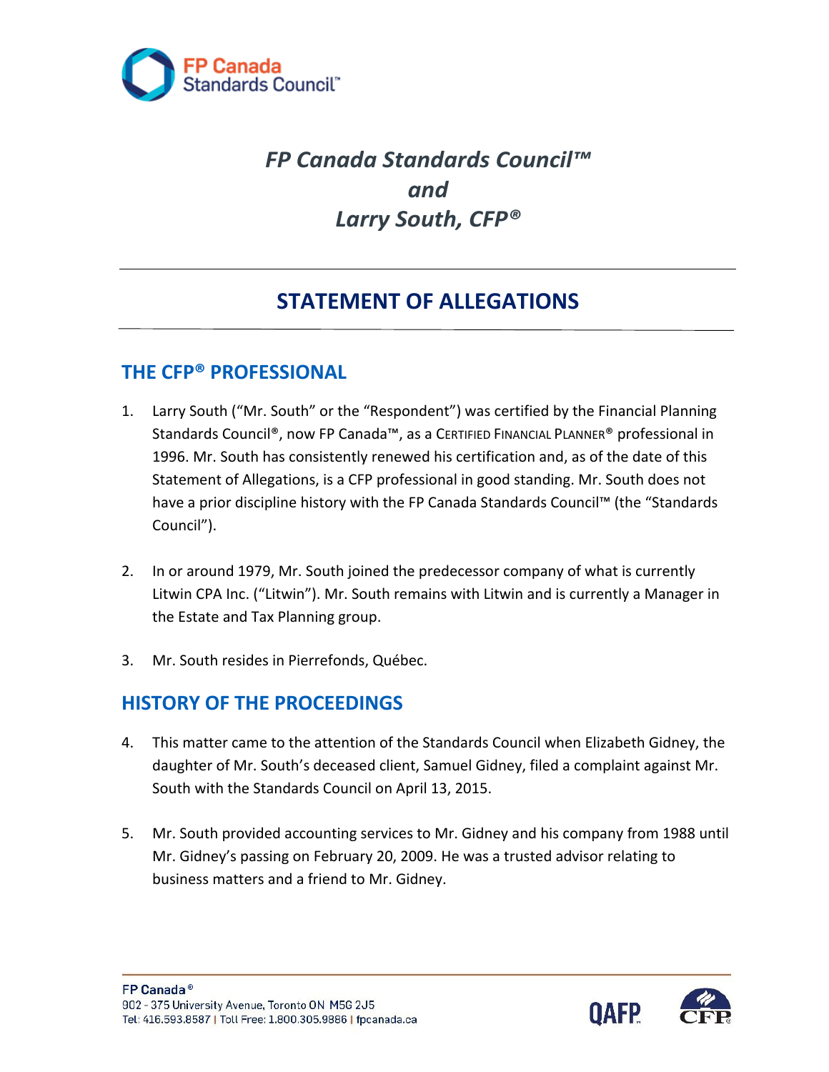*FP Canada Standards Council™*
*and*
*Larry South, CFP®*

# STATEMENT OF ALLEGATIONS

## THE CFP® PROFESSIONAL

1. Larry South ("Mr. South" or the "Respondent") was certified by the Financial Planning Standards Council®, now FP Canada™, as a CERTIFIED FINANCIAL PLANNER® professional in 1996. Mr. South has consistently renewed his certification and, as of the date of this Statement of Allegations, is a CFP professional in good standing. Mr. South does not have a prior discipline history with the FP Canada Standards Council™ (the "Standards Council").

2. In or around 1979, Mr. South joined the predecessor company of what is currently Litwin CPA Inc. ("Litwin"). Mr. South remains with Litwin and is currently a Manager in the Estate and Tax Planning group.

3. Mr. South resides in Pierrefonds, Québec.

## HISTORY OF THE PROCEEDINGS

4. This matter came to the attention of the Standards Council when Elizabeth Gidney, the daughter of Mr. South's deceased client, Samuel Gidney, filed a complaint against Mr. South with the Standards Council on April 13, 2015.

5. Mr. South provided accounting services to Mr. Gidney and his company from 1988 until Mr. Gidney's passing on February 20, 2009. He was a trusted advisor relating to business matters and a friend to Mr. Gidney.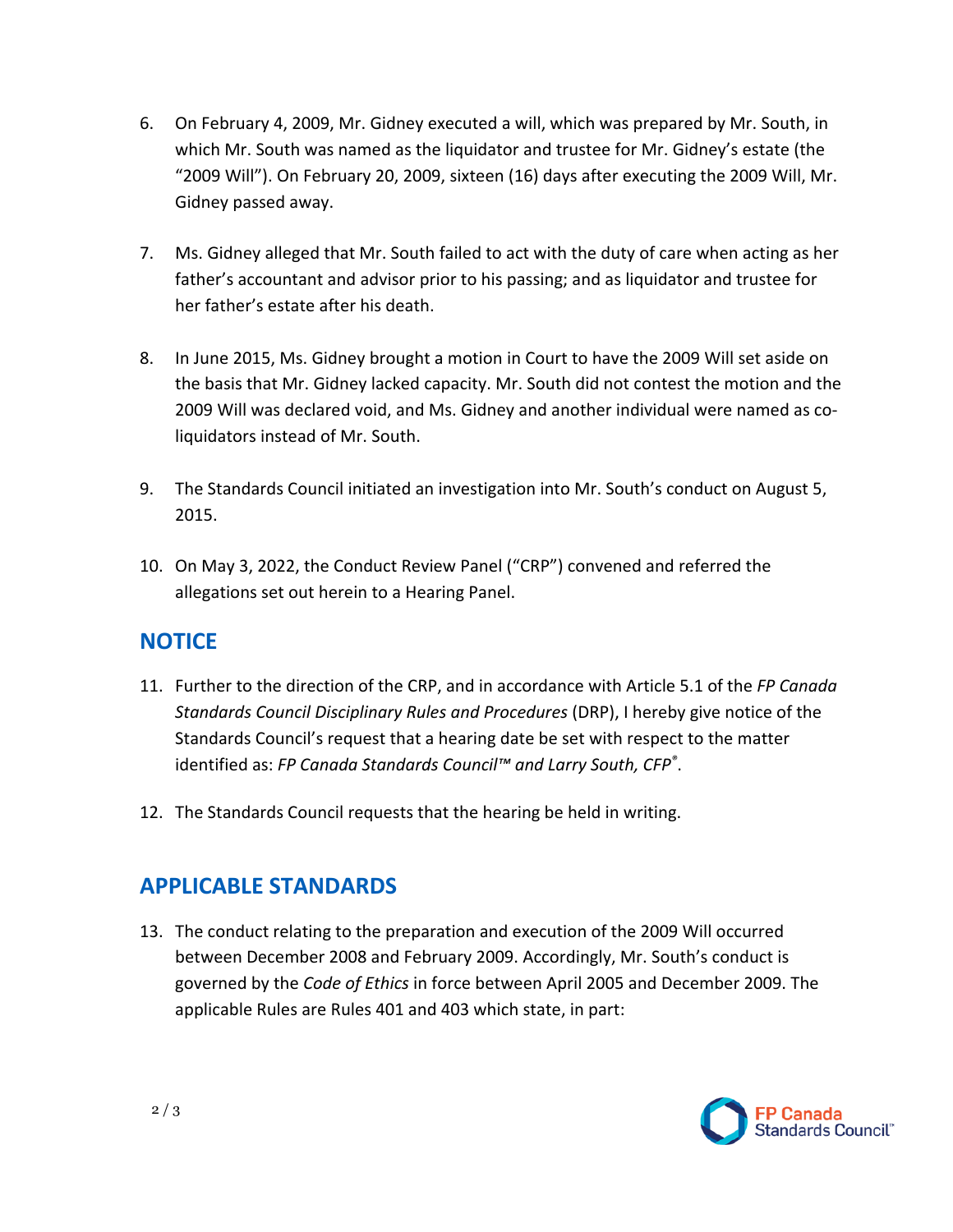6. On February 4, 2009, Mr. Gidney executed a will, which was prepared by Mr. South, in which Mr. South was named as the liquidator and trustee for Mr. Gidney's estate (the "2009 Will"). On February 20, 2009, sixteen (16) days after executing the 2009 Will, Mr. Gidney passed away.

7. Ms. Gidney alleged that Mr. South failed to act with the duty of care when acting as her father's accountant and advisor prior to his passing; and as liquidator and trustee for her father's estate after his death.

8. In June 2015, Ms. Gidney brought a motion in Court to have the 2009 Will set aside on the basis that Mr. Gidney lacked capacity. Mr. South did not contest the motion and the 2009 Will was declared void, and Ms. Gidney and another individual were named as co-liquidators instead of Mr. South.

9. The Standards Council initiated an investigation into Mr. South's conduct on August 5, 2015.

10. On May 3, 2022, the Conduct Review Panel ("CRP") convened and referred the allegations set out herein to a Hearing Panel.

## NOTICE

11. Further to the direction of the CRP, and in accordance with Article 5.1 of the *FP Canada Standards Council Disciplinary Rules and Procedures* (DRP), I hereby give notice of the Standards Council's request that a hearing date be set with respect to the matter identified as: *FP Canada Standards Council™ and Larry South, CFP®*.

12. The Standards Council requests that the hearing be held in writing.

## APPLICABLE STANDARDS

13. The conduct relating to the preparation and execution of the 2009 Will occurred between December 2008 and February 2009. Accordingly, Mr. South's conduct is governed by the *Code of Ethics* in force between April 2005 and December 2009. The applicable Rules are Rules 401 and 403 which state, in part: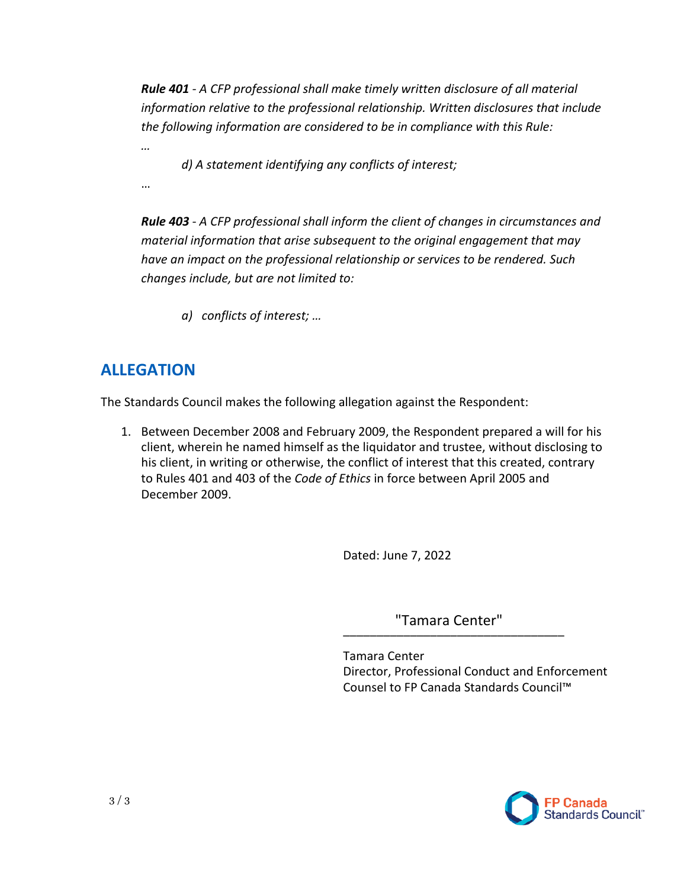***Rule 401*** *- A CFP professional shall make timely written disclosure of all material information relative to the professional relationship. Written disclosures that include the following information are considered to be in compliance with this Rule:*

*…*

*d) A statement identifying any conflicts of interest;*

*…*

***Rule 403*** *- A CFP professional shall inform the client of changes in circumstances and material information that arise subsequent to the original engagement that may have an impact on the professional relationship or services to be rendered. Such changes include, but are not limited to:*

*a) conflicts of interest; …*

## ALLEGATION

The Standards Council makes the following allegation against the Respondent:

1. Between December 2008 and February 2009, the Respondent prepared a will for his client, wherein he named himself as the liquidator and trustee, without disclosing to his client, in writing or otherwise, the conflict of interest that this created, contrary to Rules 401 and 403 of the *Code of Ethics* in force between April 2005 and December 2009.

Dated: June 7, 2022

"Tamara Center"

Tamara Center
Director, Professional Conduct and Enforcement
Counsel to FP Canada Standards Council™